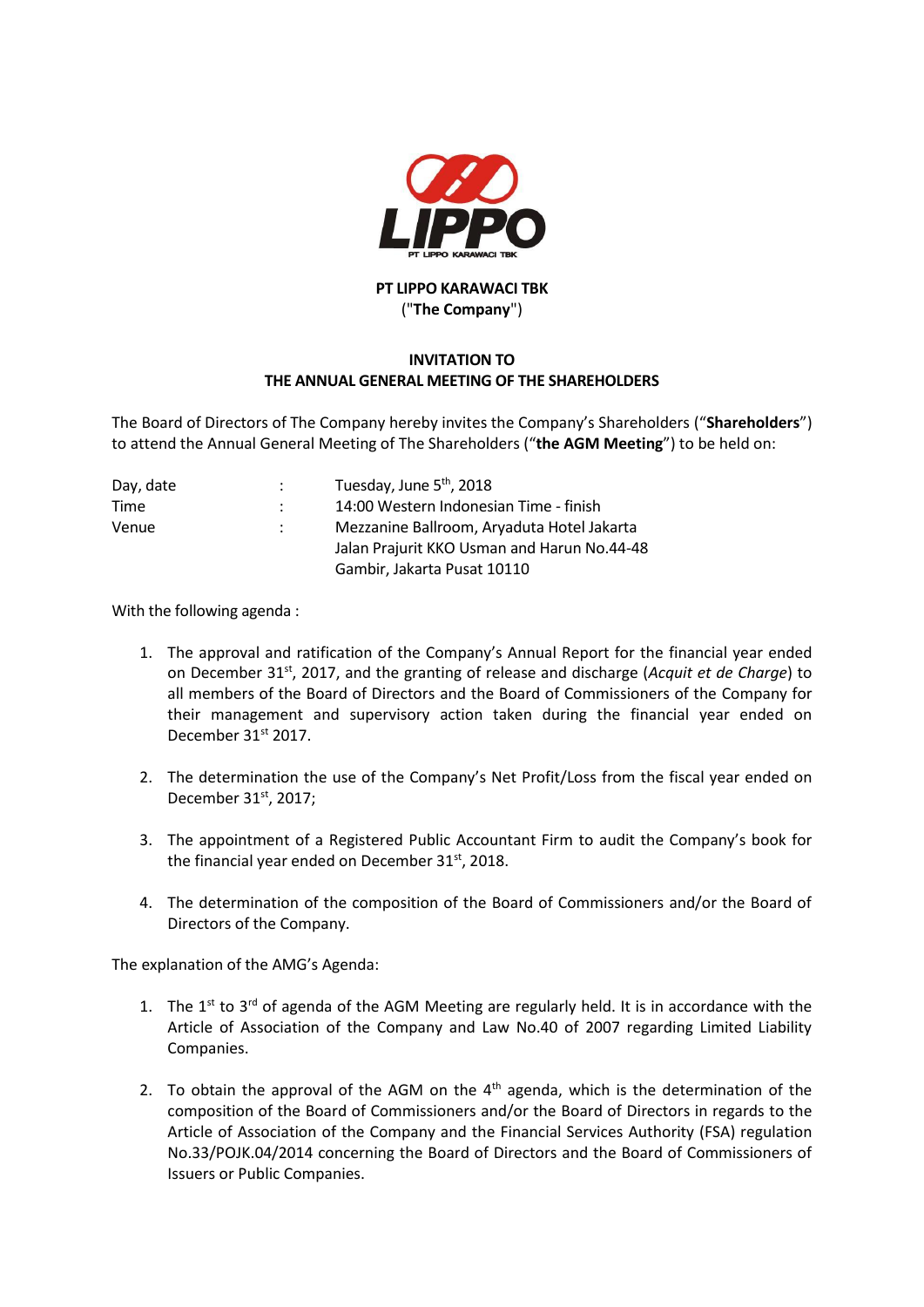**PT LIPPO KARAWACI TBK**
("**The Company**")

## INVITATION TO
## THE ANNUAL GENERAL MEETING OF THE SHAREHOLDERS

The Board of Directors of The Company hereby invites the Company's Shareholders ("**Shareholders**") to attend the Annual General Meeting of The Shareholders ("**the AGM Meeting**") to be held on:

| | | |
|---|---|---|
| Day, date | : | Tuesday, June 5th, 2018 |
| Time | : | 14:00 Western Indonesian Time - finish |
| Venue | : | Mezzanine Ballroom, Aryaduta Hotel Jakarta<br>Jalan Prajurit KKO Usman and Harun No.44-48<br>Gambir, Jakarta Pusat 10110 |

With the following agenda :

1. The approval and ratification of the Company's Annual Report for the financial year ended on December 31st, 2017, and the granting of release and discharge (*Acquit et de Charge*) to all members of the Board of Directors and the Board of Commissioners of the Company for their management and supervisory action taken during the financial year ended on December 31st 2017.

2. The determination the use of the Company's Net Profit/Loss from the fiscal year ended on December 31st, 2017;

3. The appointment of a Registered Public Accountant Firm to audit the Company's book for the financial year ended on December 31st, 2018.

4. The determination of the composition of the Board of Commissioners and/or the Board of Directors of the Company.

The explanation of the AMG's Agenda:

1. The 1st to 3rd of agenda of the AGM Meeting are regularly held. It is in accordance with the Article of Association of the Company and Law No.40 of 2007 regarding Limited Liability Companies.

2. To obtain the approval of the AGM on the 4th agenda, which is the determination of the composition of the Board of Commissioners and/or the Board of Directors in regards to the Article of Association of the Company and the Financial Services Authority (FSA) regulation No.33/POJK.04/2014 concerning the Board of Directors and the Board of Commissioners of Issuers or Public Companies.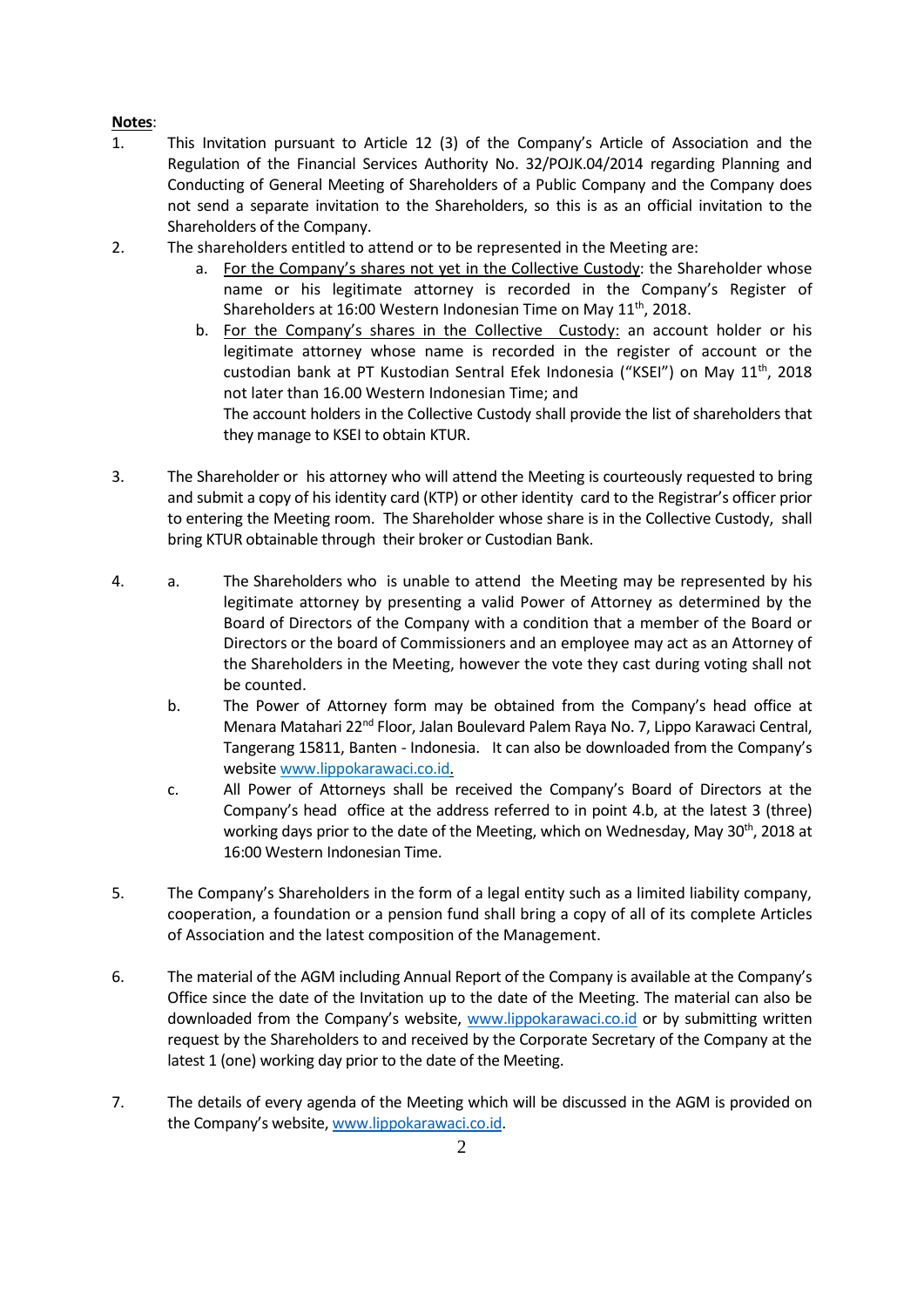**Notes**:

1. This Invitation pursuant to Article 12 (3) of the Company's Article of Association and the Regulation of the Financial Services Authority No. 32/POJK.04/2014 regarding Planning and Conducting of General Meeting of Shareholders of a Public Company and the Company does not send a separate invitation to the Shareholders, so this is as an official invitation to the Shareholders of the Company.
2. The shareholders entitled to attend or to be represented in the Meeting are:
   a. For the Company's shares not yet in the Collective Custody: the Shareholder whose name or his legitimate attorney is recorded in the Company's Register of Shareholders at 16:00 Western Indonesian Time on May 11th, 2018.
   b. For the Company's shares in the Collective Custody: an account holder or his legitimate attorney whose name is recorded in the register of account or the custodian bank at PT Kustodian Sentral Efek Indonesia ("KSEI") on May 11th, 2018 not later than 16.00 Western Indonesian Time; and
   The account holders in the Collective Custody shall provide the list of shareholders that they manage to KSEI to obtain KTUR.
3. The Shareholder or his attorney who will attend the Meeting is courteously requested to bring and submit a copy of his identity card (KTP) or other identity card to the Registrar's officer prior to entering the Meeting room. The Shareholder whose share is in the Collective Custody, shall bring KTUR obtainable through their broker or Custodian Bank.
4. a. The Shareholders who is unable to attend the Meeting may be represented by his legitimate attorney by presenting a valid Power of Attorney as determined by the Board of Directors of the Company with a condition that a member of the Board or Directors or the board of Commissioners and an employee may act as an Attorney of the Shareholders in the Meeting, however the vote they cast during voting shall not be counted.
   b. The Power of Attorney form may be obtained from the Company's head office at Menara Matahari 22nd Floor, Jalan Boulevard Palem Raya No. 7, Lippo Karawaci Central, Tangerang 15811, Banten - Indonesia. It can also be downloaded from the Company's website www.lippokarawaci.co.id.
   c. All Power of Attorneys shall be received the Company's Board of Directors at the Company's head office at the address referred to in point 4.b, at the latest 3 (three) working days prior to the date of the Meeting, which on Wednesday, May 30th, 2018 at 16:00 Western Indonesian Time.
5. The Company's Shareholders in the form of a legal entity such as a limited liability company, cooperation, a foundation or a pension fund shall bring a copy of all of its complete Articles of Association and the latest composition of the Management.
6. The material of the AGM including Annual Report of the Company is available at the Company's Office since the date of the Invitation up to the date of the Meeting. The material can also be downloaded from the Company's website, www.lippokarawaci.co.id or by submitting written request by the Shareholders to and received by the Corporate Secretary of the Company at the latest 1 (one) working day prior to the date of the Meeting.
7. The details of every agenda of the Meeting which will be discussed in the AGM is provided on the Company's website, www.lippokarawaci.co.id.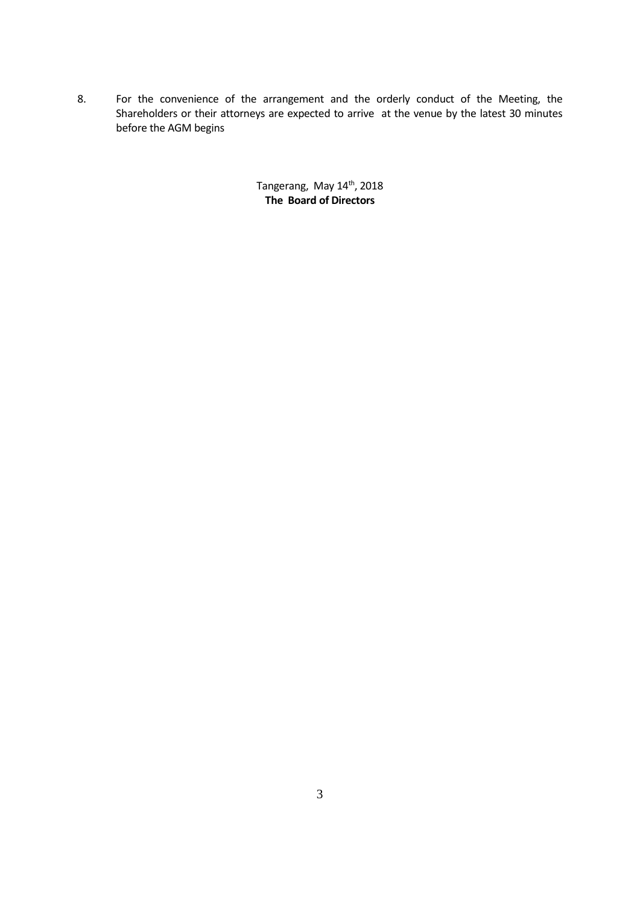8. For the convenience of the arrangement and the orderly conduct of the Meeting, the Shareholders or their attorneys are expected to arrive at the venue by the latest 30 minutes before the AGM begins

Tangerang, May 14th, 2018
**The Board of Directors**